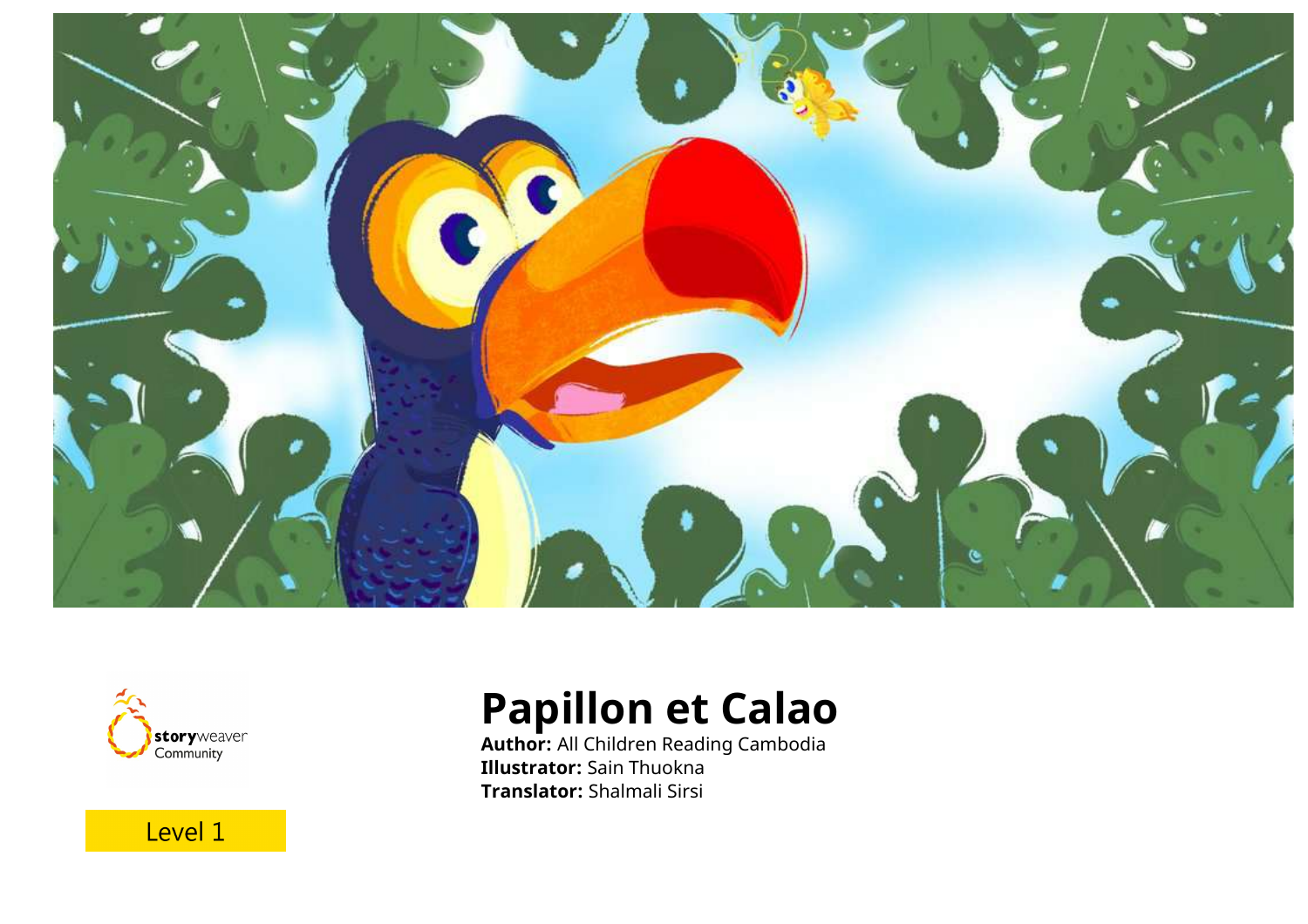# Papillon et Calao

**Author:** All Children Reading Cambodia
**Illustrator:** Sain Thuokna
**Translator:** Shalmali Sirsi

storyweaver Community

Level 1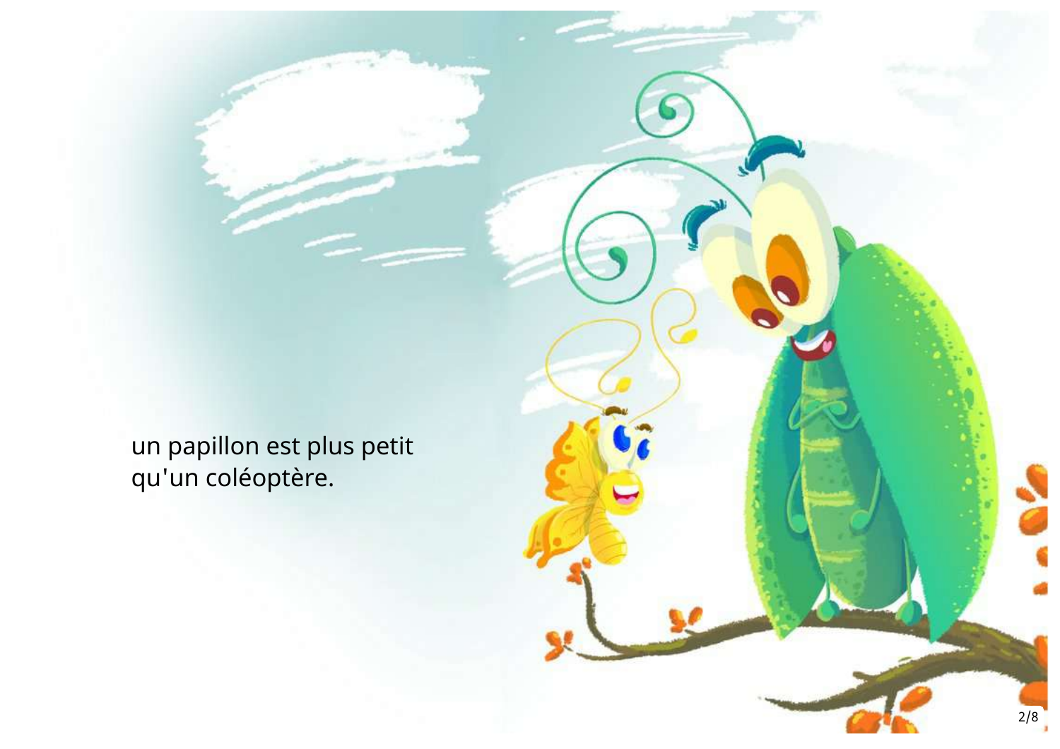un papillon est plus petit
qu'un coléoptère.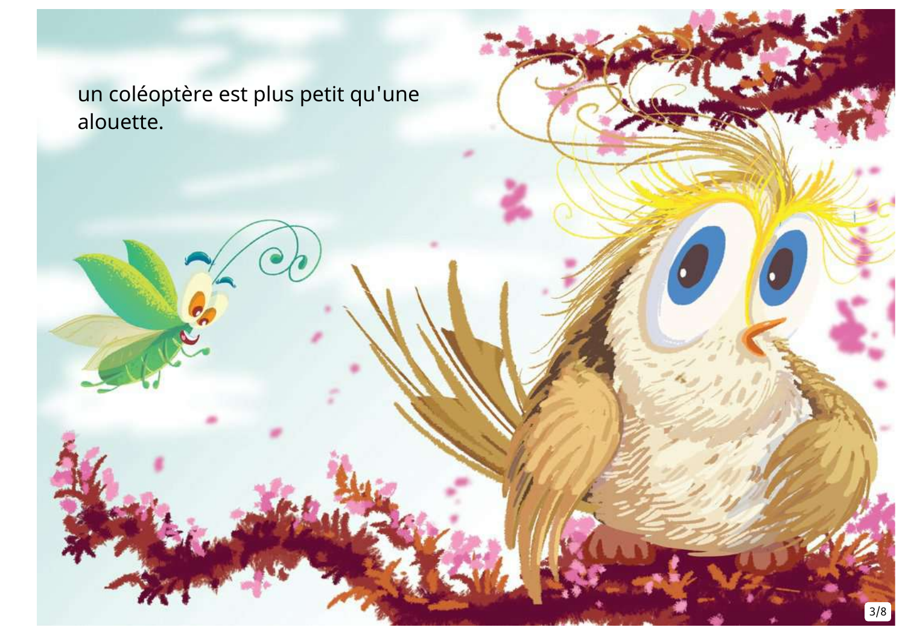un coléoptère est plus petit qu'une alouette.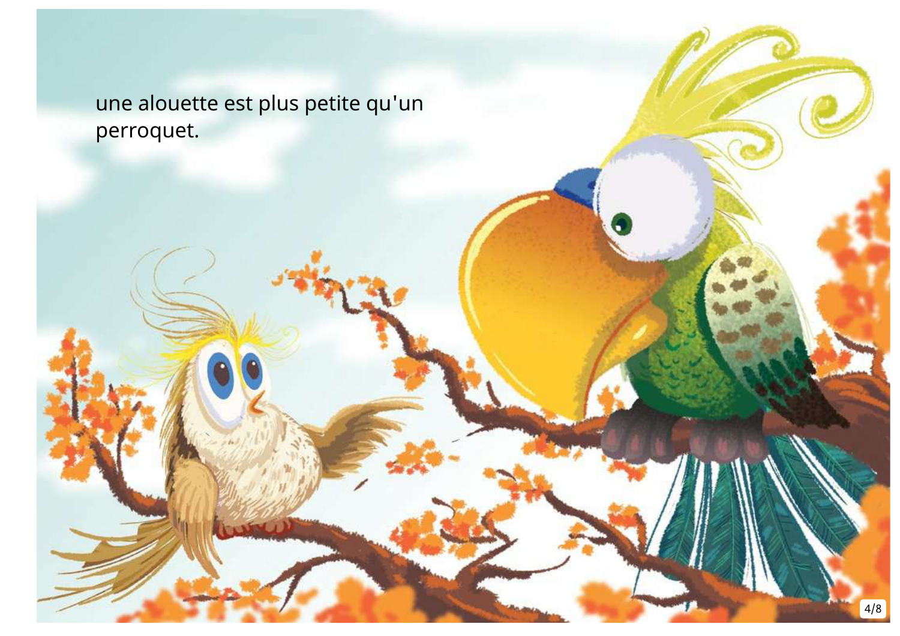une alouette est plus petite qu'un perroquet.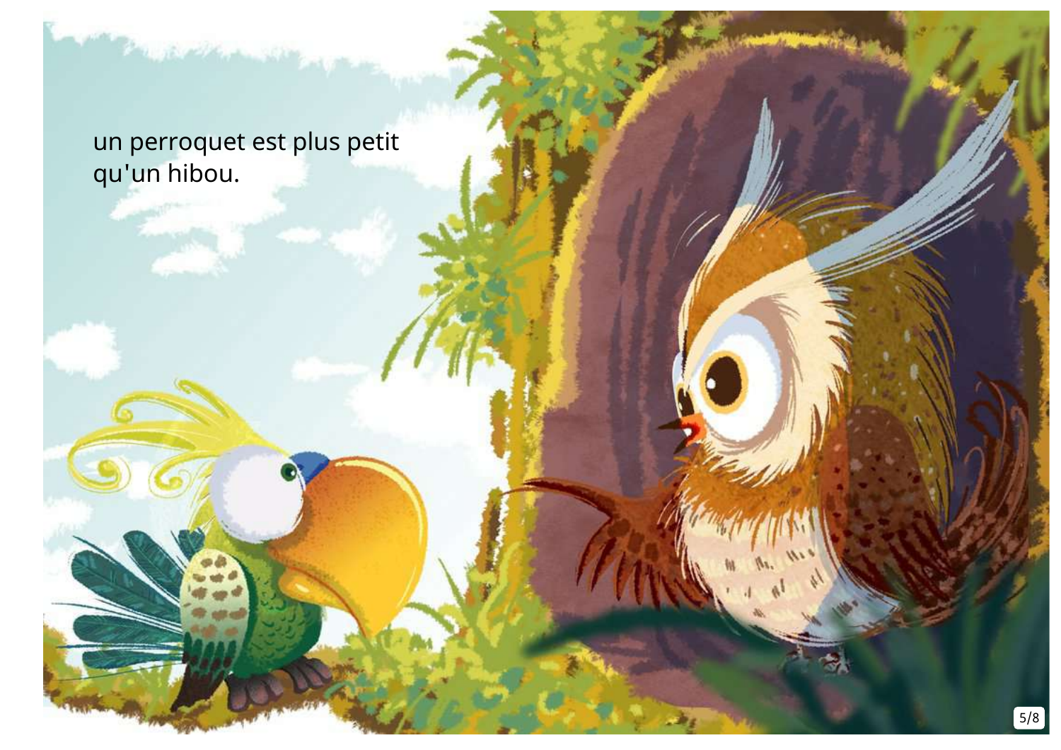un perroquet est plus petit
qu'un hibou.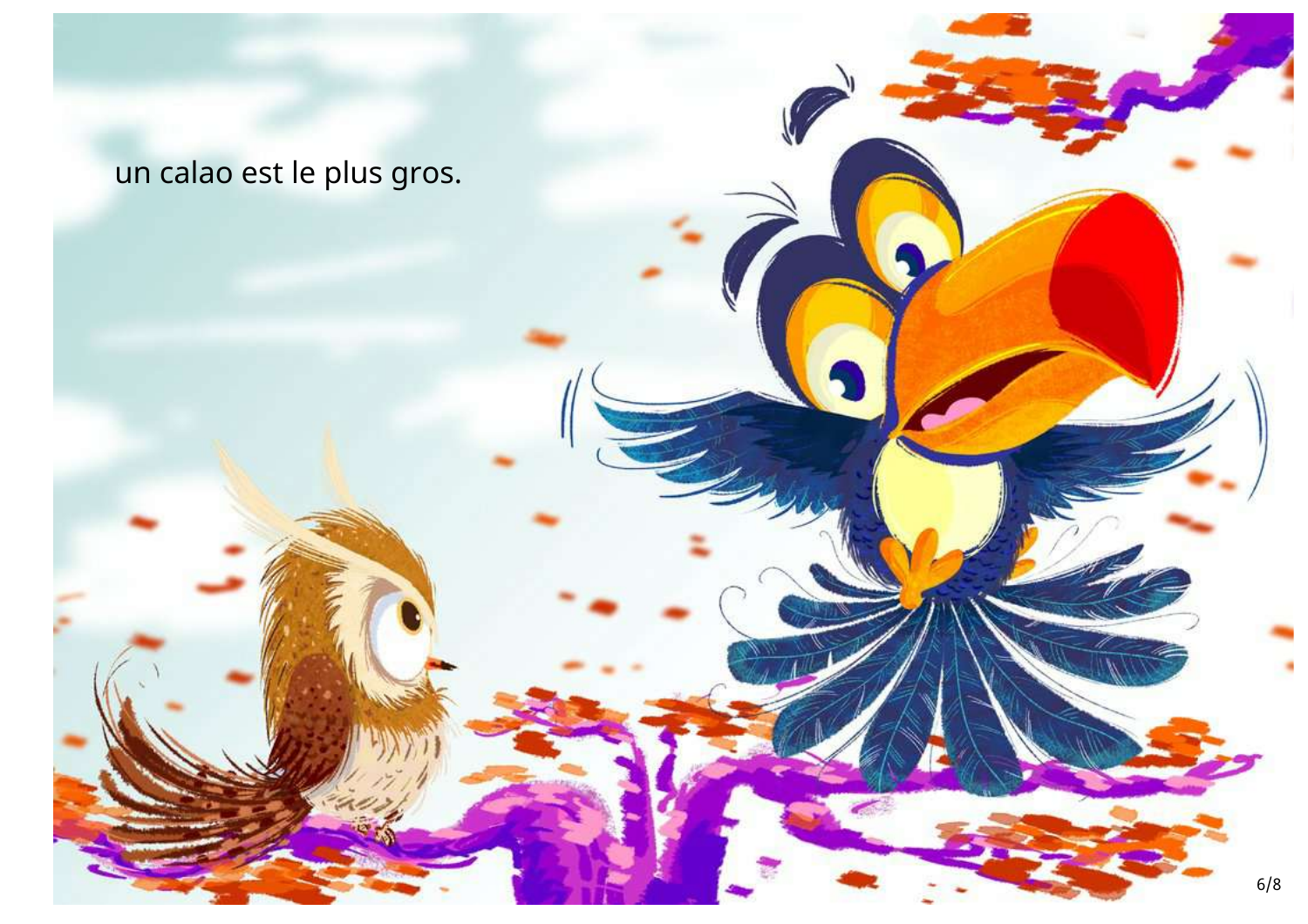un calao est le plus gros.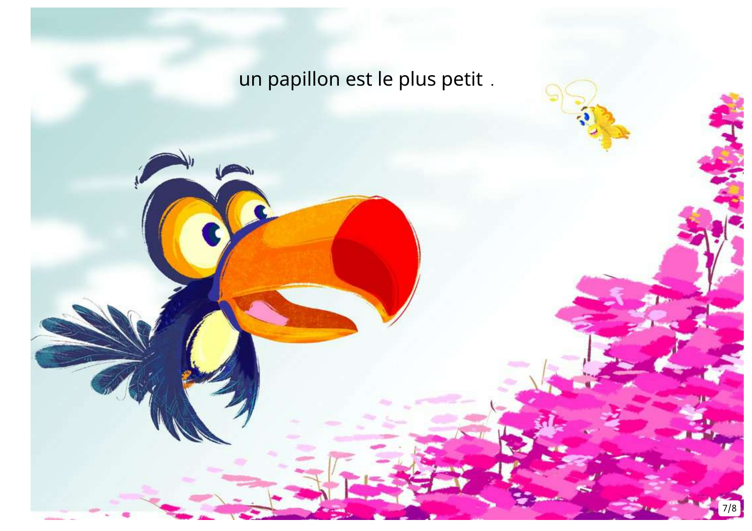un papillon est le plus petit .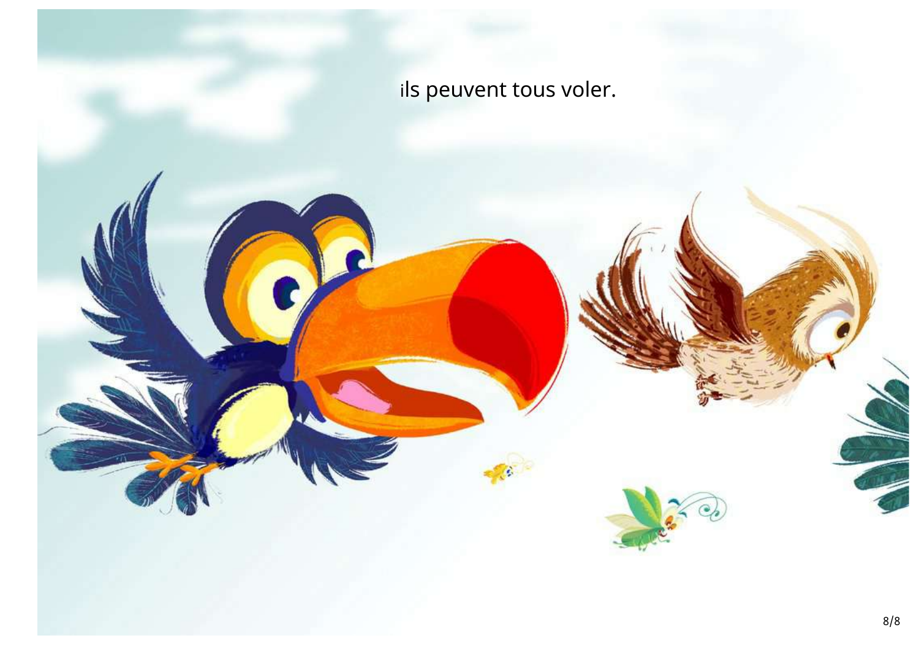ils peuvent tous voler.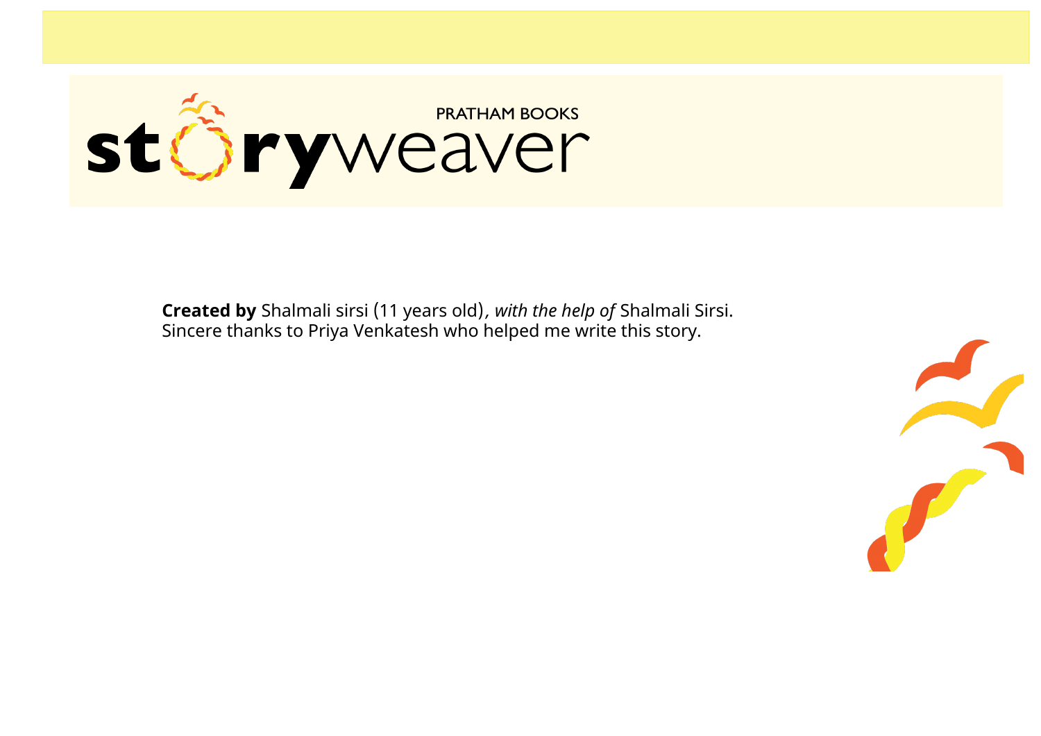**Created by** Shalmali sirsi (11 years old), *with the help of* Shalmali Sirsi.
Sincere thanks to Priya Venkatesh who helped me write this story.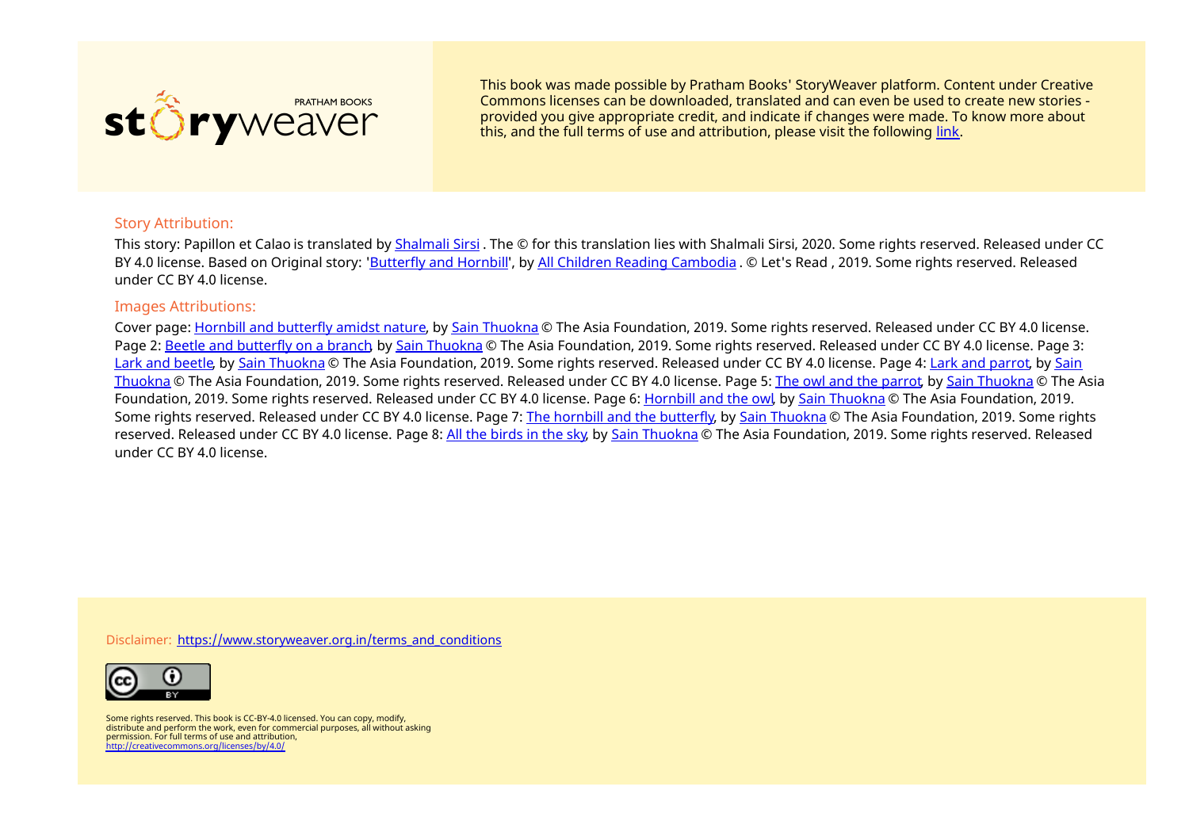This book was made possible by Pratham Books' StoryWeaver platform. Content under Creative Commons licenses can be downloaded, translated and can even be used to create new stories - provided you give appropriate credit, and indicate if changes were made. To know more about this, and the full terms of use and attribution, please visit the following link.

## Story Attribution:

This story: Papillon et Calao is translated by Shalmali Sirsi . The © for this translation lies with Shalmali Sirsi, 2020. Some rights reserved. Released under CC BY 4.0 license. Based on Original story: 'Butterfly and Hornbill', by All Children Reading Cambodia . © Let's Read , 2019. Some rights reserved. Released under CC BY 4.0 license.

## Images Attributions:

Cover page: Hornbill and butterfly amidst nature, by Sain Thuokna © The Asia Foundation, 2019. Some rights reserved. Released under CC BY 4.0 license. Page 2: Beetle and butterfly on a branch, by Sain Thuokna © The Asia Foundation, 2019. Some rights reserved. Released under CC BY 4.0 license. Page 3: Lark and beetle, by Sain Thuokna © The Asia Foundation, 2019. Some rights reserved. Released under CC BY 4.0 license. Page 4: Lark and parrot, by Sain Thuokna © The Asia Foundation, 2019. Some rights reserved. Released under CC BY 4.0 license. Page 5: The owl and the parrot, by Sain Thuokna © The Asia Foundation, 2019. Some rights reserved. Released under CC BY 4.0 license. Page 6: Hornbill and the owl, by Sain Thuokna © The Asia Foundation, 2019. Some rights reserved. Released under CC BY 4.0 license. Page 7: The hornbill and the butterfly, by Sain Thuokna © The Asia Foundation, 2019. Some rights reserved. Released under CC BY 4.0 license. Page 8: All the birds in the sky, by Sain Thuokna © The Asia Foundation, 2019. Some rights reserved. Released under CC BY 4.0 license.

Disclaimer: https://www.storyweaver.org.in/terms_and_conditions

Some rights reserved. This book is CC-BY-4.0 licensed. You can copy, modify, distribute and perform the work, even for commercial purposes, all without asking permission. For full terms of use and attribution, http://creativecommons.org/licenses/by/4.0/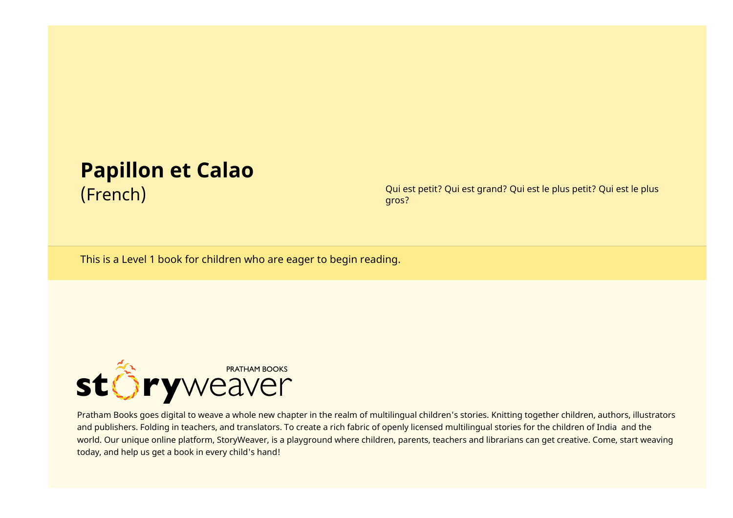# Papillon et Calao

(French)

Qui est petit? Qui est grand? Qui est le plus petit? Qui est le plus gros?

This is a Level 1 book for children who are eager to begin reading.

PRATHAM BOOKS storyweaver

Pratham Books goes digital to weave a whole new chapter in the realm of multilingual children's stories. Knitting together children, authors, illustrators and publishers. Folding in teachers, and translators. To create a rich fabric of openly licensed multilingual stories for the children of India and the world. Our unique online platform, StoryWeaver, is a playground where children, parents, teachers and librarians can get creative. Come, start weaving today, and help us get a book in every child's hand!